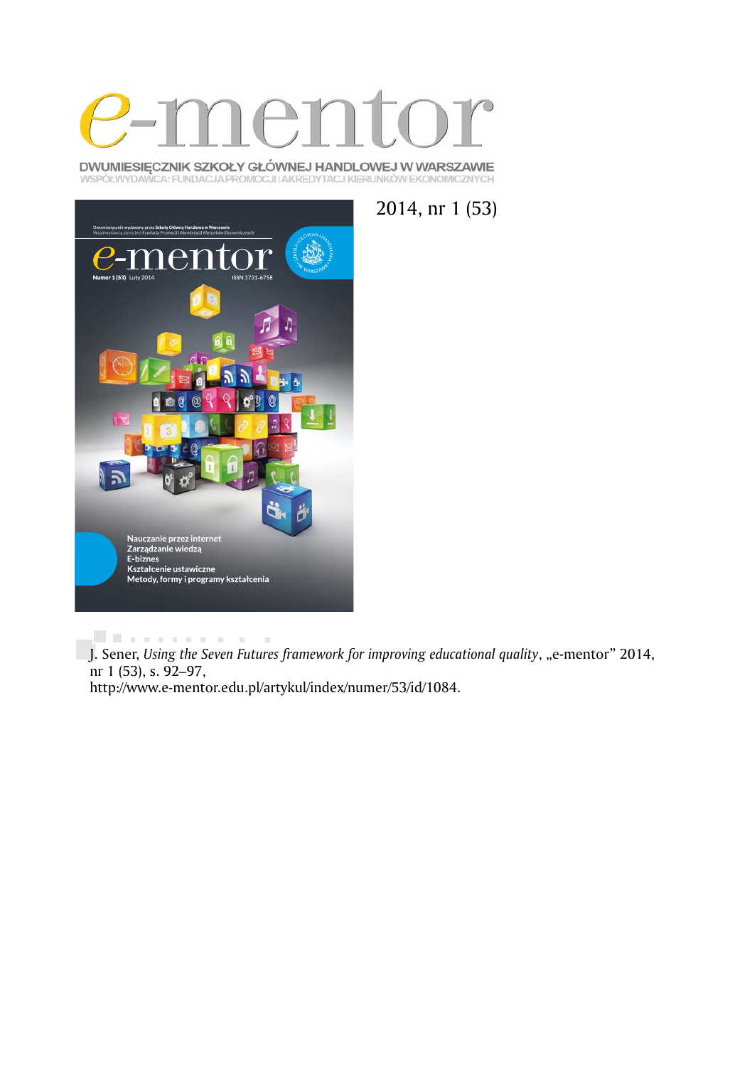# e-mentor

DWUMIESIĘCZNIK SZKOŁY GŁÓWNEJ HANDLOWEJ W WARSZAWIE
WSPÓŁWYDAWCA: FUNDACJA PROMOCJI I AKREDYTACJI KIERUNKÓW EKONOMICZNYCH

2014, nr 1 (53)

J. Sener, *Using the Seven Futures framework for improving educational quality*, „e-mentor" 2014, nr 1 (53), s. 92–97, http://www.e-mentor.edu.pl/artykul/index/numer/53/id/1084.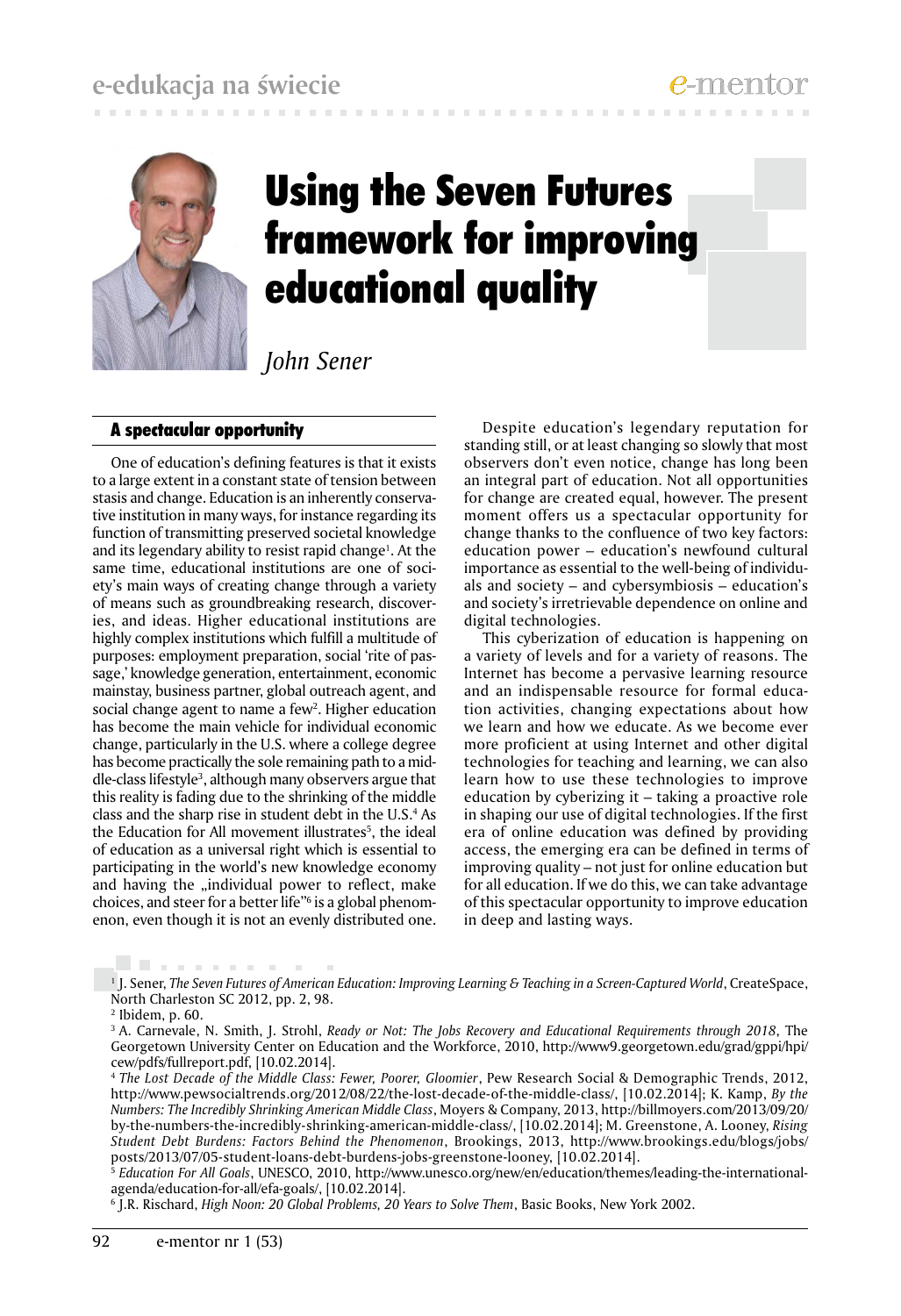# Using the Seven Futures framework for improving educational quality

*John Sener*

## A spectacular opportunity

One of education's defining features is that it exists to a large extent in a constant state of tension between stasis and change. Education is an inherently conservative institution in many ways, for instance regarding its function of transmitting preserved societal knowledge and its legendary ability to resist rapid change[1]. At the same time, educational institutions are one of society's main ways of creating change through a variety of means such as groundbreaking research, discoveries, and ideas. Higher educational institutions are highly complex institutions which fulfill a multitude of purposes: employment preparation, social 'rite of passage,' knowledge generation, entertainment, economic mainstay, business partner, global outreach agent, and social change agent to name a few[2]. Higher education has become the main vehicle for individual economic change, particularly in the U.S. where a college degree has become practically the sole remaining path to a middle-class lifestyle[3], although many observers argue that this reality is fading due to the shrinking of the middle class and the sharp rise in student debt in the U.S.[4] As the Education for All movement illustrates[5], the ideal of education as a universal right which is essential to participating in the world's new knowledge economy and having the „individual power to reflect, make choices, and steer for a better life"[6] is a global phenomenon, even though it is not an evenly distributed one.

Despite education's legendary reputation for standing still, or at least changing so slowly that most observers don't even notice, change has long been an integral part of education. Not all opportunities for change are created equal, however. The present moment offers us a spectacular opportunity for change thanks to the confluence of two key factors: education power – education's newfound cultural importance as essential to the well-being of individuals and society – and cybersymbiosis – education's and society's irretrievable dependence on online and digital technologies.

This cyberization of education is happening on a variety of levels and for a variety of reasons. The Internet has become a pervasive learning resource and an indispensable resource for formal education activities, changing expectations about how we learn and how we educate. As we become ever more proficient at using Internet and other digital technologies for teaching and learning, we can also learn how to use these technologies to improve education by cyberizing it – taking a proactive role in shaping our use of digital technologies. If the first era of online education was defined by providing access, the emerging era can be defined in terms of improving quality – not just for online education but for all education. If we do this, we can take advantage of this spectacular opportunity to improve education in deep and lasting ways.

---

[1] J. Sener, *The Seven Futures of American Education: Improving Learning & Teaching in a Screen-Captured World*, CreateSpace, North Charleston SC 2012, pp. 2, 98.

[2] Ibidem, p. 60.

[3] A. Carnevale, N. Smith, J. Strohl, *Ready or Not: The Jobs Recovery and Educational Requirements through 2018*, The Georgetown University Center on Education and the Workforce, 2010, http://www9.georgetown.edu/grad/gppi/hpi/cew/pdfs/fullreport.pdf, [10.02.2014].

[4] *The Lost Decade of the Middle Class: Fewer, Poorer, Gloomier*, Pew Research Social & Demographic Trends, 2012, http://www.pewsocialtrends.org/2012/08/22/the-lost-decade-of-the-middle-class/, [10.02.2014]; K. Kamp, *By the Numbers: The Incredibly Shrinking American Middle Class*, Moyers & Company, 2013, http://billmoyers.com/2013/09/20/by-the-numbers-the-incredibly-shrinking-american-middle-class/, [10.02.2014]; M. Greenstone, A. Looney, *Rising Student Debt Burdens: Factors Behind the Phenomenon*, Brookings, 2013, http://www.brookings.edu/blogs/jobs/posts/2013/07/05-student-loans-debt-burdens-jobs-greenstone-looney, [10.02.2014].

[5] *Education For All Goals*, UNESCO, 2010, http://www.unesco.org/new/en/education/themes/leading-the-international-agenda/education-for-all/efa-goals/, [10.02.2014].

[6] J.R. Rischard, *High Noon: 20 Global Problems, 20 Years to Solve Them*, Basic Books, New York 2002.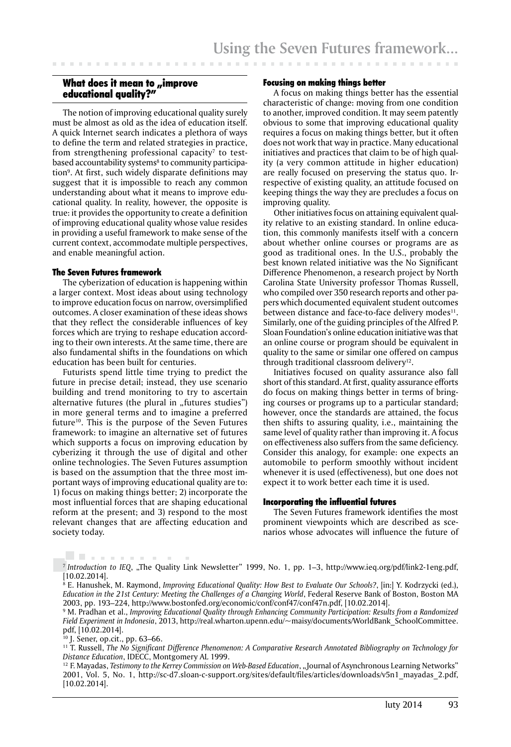## What does it mean to „improve educational quality?"

The notion of improving educational quality surely must be almost as old as the idea of education itself. A quick Internet search indicates a plethora of ways to define the term and related strategies in practice, from strengthening professional capacity[7] to test-based accountability systems[8] to community participation[9]. At first, such widely disparate definitions may suggest that it is impossible to reach any common understanding about what it means to improve educational quality. In reality, however, the opposite is true: it provides the opportunity to create a definition of improving educational quality whose value resides in providing a useful framework to make sense of the current context, accommodate multiple perspectives, and enable meaningful action.

### The Seven Futures framework

The cyberization of education is happening within a larger context. Most ideas about using technology to improve education focus on narrow, oversimplified outcomes. A closer examination of these ideas shows that they reflect the considerable influences of key forces which are trying to reshape education according to their own interests. At the same time, there are also fundamental shifts in the foundations on which education has been built for centuries.

Futurists spend little time trying to predict the future in precise detail; instead, they use scenario building and trend monitoring to try to ascertain alternative futures (the plural in „futures studies") in more general terms and to imagine a preferred future[10]. This is the purpose of the Seven Futures framework: to imagine an alternative set of futures which supports a focus on improving education by cyberizing it through the use of digital and other online technologies. The Seven Futures assumption is based on the assumption that the three most important ways of improving educational quality are to: 1) focus on making things better; 2) incorporate the most influential forces that are shaping educational reform at the present; and 3) respond to the most relevant changes that are affecting education and society today.

### Focusing on making things better

A focus on making things better has the essential characteristic of change: moving from one condition to another, improved condition. It may seem patently obvious to some that improving educational quality requires a focus on making things better, but it often does not work that way in practice. Many educational initiatives and practices that claim to be of high quality (a very common attitude in higher education) are really focused on preserving the status quo. Irrespective of existing quality, an attitude focused on keeping things the way they are precludes a focus on improving quality.

Other initiatives focus on attaining equivalent quality relative to an existing standard. In online education, this commonly manifests itself with a concern about whether online courses or programs are as good as traditional ones. In the U.S., probably the best known related initiative was the No Significant Difference Phenomenon, a research project by North Carolina State University professor Thomas Russell, who compiled over 350 research reports and other papers which documented equivalent student outcomes between distance and face-to-face delivery modes[11]. Similarly, one of the guiding principles of the Alfred P. Sloan Foundation's online education initiative was that an online course or program should be equivalent in quality to the same or similar one offered on campus through traditional classroom delivery[12].

Initiatives focused on quality assurance also fall short of this standard. At first, quality assurance efforts do focus on making things better in terms of bringing courses or programs up to a particular standard; however, once the standards are attained, the focus then shifts to assuring quality, i.e., maintaining the same level of quality rather than improving it. A focus on effectiveness also suffers from the same deficiency. Consider this analogy, for example: one expects an automobile to perform smoothly without incident whenever it is used (effectiveness), but one does not expect it to work better each time it is used.

### Incorporating the influential futures

The Seven Futures framework identifies the most prominent viewpoints which are described as scenarios whose advocates will influence the future of

---

[7] *Introduction to IEQ*, „The Quality Link Newsletter" 1999, No. 1, pp. 1–3, http://www.ieq.org/pdf/link2-1eng.pdf, [10.02.2014].

[8] E. Hanushek, M. Raymond, *Improving Educational Quality: How Best to Evaluate Our Schools?*, [in:] Y. Kodrzycki (ed.), *Education in the 21st Century: Meeting the Challenges of a Changing World*, Federal Reserve Bank of Boston, Boston MA 2003, pp. 193–224, http://www.bostonfed.org/economic/conf/conf47/conf47n.pdf, [10.02.2014].

[9] M. Pradhan et al., *Improving Educational Quality through Enhancing Community Participation: Results from a Randomized Field Experiment in Indonesia*, 2013, http://real.wharton.upenn.edu/~maisy/documents/WorldBank_SchoolCommittee.pdf, [10.02.2014].

[10] J. Sener, op.cit., pp. 63–66.

[11] T. Russell, *The No Significant Difference Phenomenon: A Comparative Research Annotated Bibliography on Technology for Distance Education*, IDECC, Montgomery AL 1999.

[12] F. Mayadas, *Testimony to the Kerrey Commission on Web-Based Education*, „Journal of Asynchronous Learning Networks" 2001, Vol. 5, No. 1, http://sc-d7.sloan-c-support.org/sites/default/files/articles/downloads/v5n1_mayadas_2.pdf, [10.02.2014].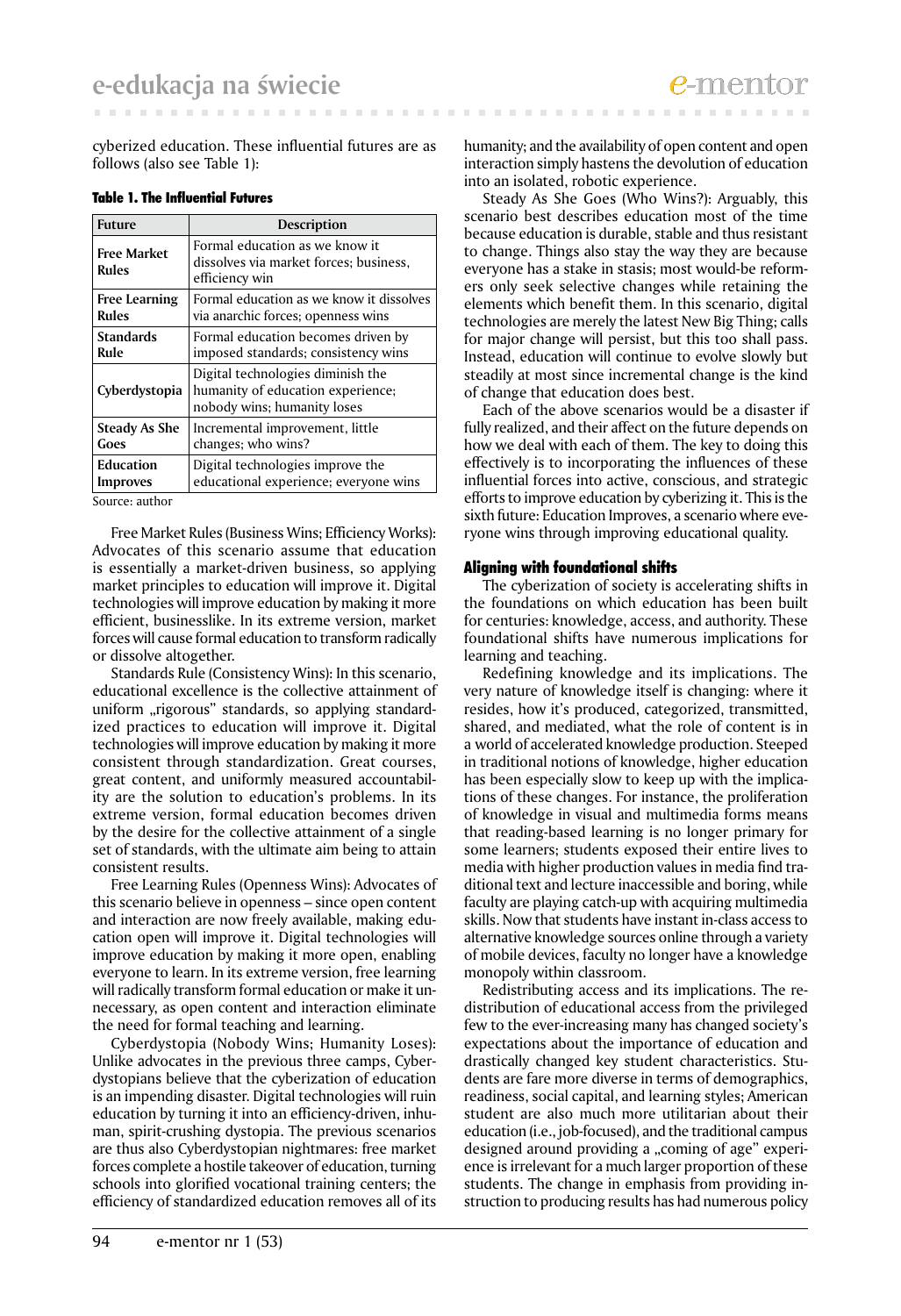cyberized education. These influential futures are as follows (also see Table 1):

**Table 1. The Influential Futures**

| Future | Description |
| --- | --- |
| **Free Market Rules** | Formal education as we know it dissolves via market forces; business, efficiency win |
| **Free Learning Rules** | Formal education as we know it dissolves via anarchic forces; openness wins |
| **Standards Rule** | Formal education becomes driven by imposed standards; consistency wins |
| **Cyberdystopia** | Digital technologies diminish the humanity of education experience; nobody wins; humanity loses |
| **Steady As She Goes** | Incremental improvement, little changes; who wins? |
| **Education Improves** | Digital technologies improve the educational experience; everyone wins |

Source: author

Free Market Rules (Business Wins; Efficiency Works): Advocates of this scenario assume that education is essentially a market-driven business, so applying market principles to education will improve it. Digital technologies will improve education by making it more efficient, businesslike. In its extreme version, market forces will cause formal education to transform radically or dissolve altogether.

Standards Rule (Consistency Wins): In this scenario, educational excellence is the collective attainment of uniform „rigorous" standards, so applying standardized practices to education will improve it. Digital technologies will improve education by making it more consistent through standardization. Great courses, great content, and uniformly measured accountability are the solution to education's problems. In its extreme version, formal education becomes driven by the desire for the collective attainment of a single set of standards, with the ultimate aim being to attain consistent results.

Free Learning Rules (Openness Wins): Advocates of this scenario believe in openness – since open content and interaction are now freely available, making education open will improve it. Digital technologies will improve education by making it more open, enabling everyone to learn. In its extreme version, free learning will radically transform formal education or make it unnecessary, as open content and interaction eliminate the need for formal teaching and learning.

Cyberdystopia (Nobody Wins; Humanity Loses): Unlike advocates in the previous three camps, Cyberdystopians believe that the cyberization of education is an impending disaster. Digital technologies will ruin education by turning it into an efficiency-driven, inhuman, spirit-crushing dystopia. The previous scenarios are thus also Cyberdystopian nightmares: free market forces complete a hostile takeover of education, turning schools into glorified vocational training centers; the efficiency of standardized education removes all of its humanity; and the availability of open content and open interaction simply hastens the devolution of education into an isolated, robotic experience.

Steady As She Goes (Who Wins?): Arguably, this scenario best describes education most of the time because education is durable, stable and thus resistant to change. Things also stay the way they are because everyone has a stake in stasis; most would-be reformers only seek selective changes while retaining the elements which benefit them. In this scenario, digital technologies are merely the latest New Big Thing; calls for major change will persist, but this too shall pass. Instead, education will continue to evolve slowly but steadily at most since incremental change is the kind of change that education does best.

Each of the above scenarios would be a disaster if fully realized, and their affect on the future depends on how we deal with each of them. The key to doing this effectively is to incorporating the influences of these influential forces into active, conscious, and strategic efforts to improve education by cyberizing it. This is the sixth future: Education Improves, a scenario where everyone wins through improving educational quality.

### Aligning with foundational shifts

The cyberization of society is accelerating shifts in the foundations on which education has been built for centuries: knowledge, access, and authority. These foundational shifts have numerous implications for learning and teaching.

Redefining knowledge and its implications. The very nature of knowledge itself is changing: where it resides, how it's produced, categorized, transmitted, shared, and mediated, what the role of content is in a world of accelerated knowledge production. Steeped in traditional notions of knowledge, higher education has been especially slow to keep up with the implications of these changes. For instance, the proliferation of knowledge in visual and multimedia forms means that reading-based learning is no longer primary for some learners; students exposed their entire lives to media with higher production values in media find traditional text and lecture inaccessible and boring, while faculty are playing catch-up with acquiring multimedia skills. Now that students have instant in-class access to alternative knowledge sources online through a variety of mobile devices, faculty no longer have a knowledge monopoly within classroom.

Redistributing access and its implications. The redistribution of educational access from the privileged few to the ever-increasing many has changed society's expectations about the importance of education and drastically changed key student characteristics. Students are fare more diverse in terms of demographics, readiness, social capital, and learning styles; American student are also much more utilitarian about their education (i.e., job-focused), and the traditional campus designed around providing a „coming of age" experience is irrelevant for a much larger proportion of these students. The change in emphasis from providing instruction to producing results has had numerous policy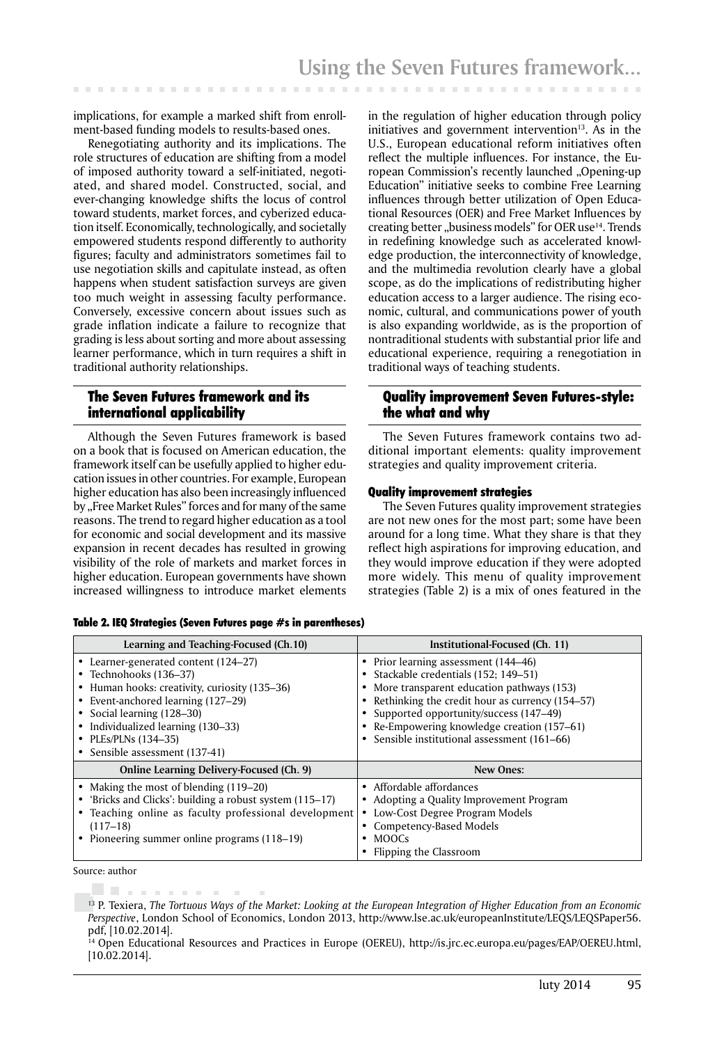implications, for example a marked shift from enrollment-based funding models to results-based ones.

Renegotiating authority and its implications. The role structures of education are shifting from a model of imposed authority toward a self-initiated, negotiated, and shared model. Constructed, social, and ever-changing knowledge shifts the locus of control toward students, market forces, and cyberized education itself. Economically, technologically, and societally empowered students respond differently to authority figures; faculty and administrators sometimes fail to use negotiation skills and capitulate instead, as often happens when student satisfaction surveys are given too much weight in assessing faculty performance. Conversely, excessive concern about issues such as grade inflation indicate a failure to recognize that grading is less about sorting and more about assessing learner performance, which in turn requires a shift in traditional authority relationships.

## The Seven Futures framework and its international applicability

Although the Seven Futures framework is based on a book that is focused on American education, the framework itself can be usefully applied to higher education issues in other countries. For example, European higher education has also been increasingly influenced by „Free Market Rules" forces and for many of the same reasons. The trend to regard higher education as a tool for economic and social development and its massive expansion in recent decades has resulted in growing visibility of the role of markets and market forces in higher education. European governments have shown increased willingness to introduce market elements in the regulation of higher education through policy initiatives and government intervention[13]. As in the U.S., European educational reform initiatives often reflect the multiple influences. For instance, the European Commission's recently launched „Opening-up Education" initiative seeks to combine Free Learning influences through better utilization of Open Educational Resources (OER) and Free Market Influences by creating better „business models" for OER use[14]. Trends in redefining knowledge such as accelerated knowledge production, the interconnectivity of knowledge, and the multimedia revolution clearly have a global scope, as do the implications of redistributing higher education access to a larger audience. The rising economic, cultural, and communications power of youth is also expanding worldwide, as is the proportion of nontraditional students with substantial prior life and educational experience, requiring a renegotiation in traditional ways of teaching students.

## Quality improvement Seven Futures-style: the what and why

The Seven Futures framework contains two additional important elements: quality improvement strategies and quality improvement criteria.

### Quality improvement strategies

The Seven Futures quality improvement strategies are not new ones for the most part; some have been around for a long time. What they share is that they reflect high aspirations for improving education, and they would improve education if they were adopted more widely. This menu of quality improvement strategies (Table 2) is a mix of ones featured in the

**Table 2. IEQ Strategies (Seven Futures page #s in parentheses)**

| Learning and Teaching-Focused (Ch.10) | Institutional-Focused (Ch. 11) |
|---|---|
| • Learner-generated content (124–27)<br>• Technohooks (136–37)<br>• Human hooks: creativity, curiosity (135–36)<br>• Event-anchored learning (127–29)<br>• Social learning (128–30)<br>• Individualized learning (130–33)<br>• PLEs/PLNs (134–35)<br>• Sensible assessment (137-41) | • Prior learning assessment (144–46)<br>• Stackable credentials (152; 149–51)<br>• More transparent education pathways (153)<br>• Rethinking the credit hour as currency (154–57)<br>• Supported opportunity/success (147–49)<br>• Re-Empowering knowledge creation (157–61)<br>• Sensible institutional assessment (161–66) |
| **Online Learning Delivery-Focused (Ch. 9)** | **New Ones:** |
| • Making the most of blending (119–20)<br>• 'Bricks and Clicks': building a robust system (115–17)<br>• Teaching online as faculty professional development (117–18)<br>• Pioneering summer online programs (118–19) | • Affordable affordances<br>• Adopting a Quality Improvement Program<br>• Low-Cost Degree Program Models<br>• Competency-Based Models<br>• MOOCs<br>• Flipping the Classroom |

Source: author

[13] P. Texiera, *The Tortuous Ways of the Market: Looking at the European Integration of Higher Education from an Economic Perspective*, London School of Economics, London 2013, http://www.lse.ac.uk/europeanInstitute/LEQS/LEQSPaper56.pdf, [10.02.2014].

[14] Open Educational Resources and Practices in Europe (OEREU), http://is.jrc.ec.europa.eu/pages/EAP/OEREU.html, [10.02.2014].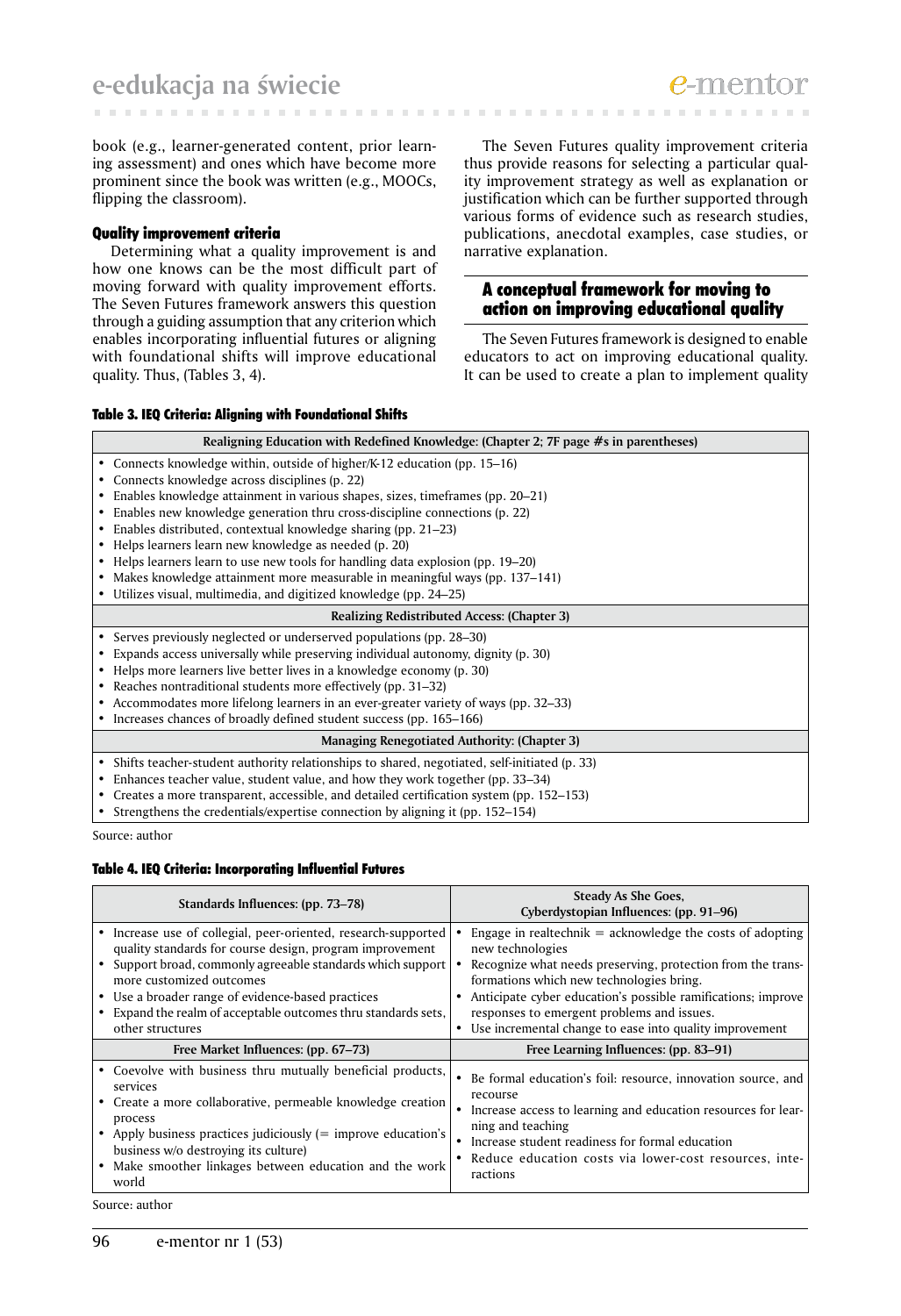book (e.g., learner-generated content, prior learning assessment) and ones which have become more prominent since the book was written (e.g., MOOCs, flipping the classroom).

### Quality improvement criteria

Determining what a quality improvement is and how one knows can be the most difficult part of moving forward with quality improvement efforts. The Seven Futures framework answers this question through a guiding assumption that any criterion which enables incorporating influential futures or aligning with foundational shifts will improve educational quality. Thus, (Tables 3, 4).

The Seven Futures quality improvement criteria thus provide reasons for selecting a particular quality improvement strategy as well as explanation or justification which can be further supported through various forms of evidence such as research studies, publications, anecdotal examples, case studies, or narrative explanation.

## A conceptual framework for moving to action on improving educational quality

The Seven Futures framework is designed to enable educators to act on improving educational quality. It can be used to create a plan to implement quality

**Table 3. IEQ Criteria: Aligning with Foundational Shifts**

| Realigning Education with Redefined Knowledge: (Chapter 2; 7F page #s in parentheses) |
|---|
| • Connects knowledge within, outside of higher/K-12 education (pp. 15–16)<br>• Connects knowledge across disciplines (p. 22)<br>• Enables knowledge attainment in various shapes, sizes, timeframes (pp. 20–21)<br>• Enables new knowledge generation thru cross-discipline connections (p. 22)<br>• Enables distributed, contextual knowledge sharing (pp. 21–23)<br>• Helps learners learn new knowledge as needed (p. 20)<br>• Helps learners learn to use new tools for handling data explosion (pp. 19–20)<br>• Makes knowledge attainment more measurable in meaningful ways (pp. 137–141)<br>• Utilizes visual, multimedia, and digitized knowledge (pp. 24–25) |
| **Realizing Redistributed Access: (Chapter 3)** |
| • Serves previously neglected or underserved populations (pp. 28–30)<br>• Expands access universally while preserving individual autonomy, dignity (p. 30)<br>• Helps more learners live better lives in a knowledge economy (p. 30)<br>• Reaches nontraditional students more effectively (pp. 31–32)<br>• Accommodates more lifelong learners in an ever-greater variety of ways (pp. 32–33)<br>• Increases chances of broadly defined student success (pp. 165–166) |
| **Managing Renegotiated Authority: (Chapter 3)** |
| • Shifts teacher-student authority relationships to shared, negotiated, self-initiated (p. 33)<br>• Enhances teacher value, student value, and how they work together (pp. 33–34)<br>• Creates a more transparent, accessible, and detailed certification system (pp. 152–153)<br>• Strengthens the credentials/expertise connection by aligning it (pp. 152–154) |

Source: author

**Table 4. IEQ Criteria: Incorporating Influential Futures**

| Standards Influences: (pp. 73–78) | Steady As She Goes, Cyberdystopian Influences: (pp. 91–96) |
|---|---|
| • Increase use of collegial, peer-oriented, research-supported quality standards for course design, program improvement<br>• Support broad, commonly agreeable standards which support more customized outcomes<br>• Use a broader range of evidence-based practices<br>• Expand the realm of acceptable outcomes thru standards sets, other structures | • Engage in realtechnik = acknowledge the costs of adopting new technologies<br>• Recognize what needs preserving, protection from the transformations which new technologies bring.<br>• Anticipate cyber education's possible ramifications; improve responses to emergent problems and issues.<br>• Use incremental change to ease into quality improvement |
| **Free Market Influences: (pp. 67–73)** | **Free Learning Influences: (pp. 83–91)** |
| • Coevolve with business thru mutually beneficial products, services<br>• Create a more collaborative, permeable knowledge creation process<br>• Apply business practices judiciously (= improve education's business w/o destroying its culture)<br>• Make smoother linkages between education and the work world | • Be formal education's foil: resource, innovation source, and recourse<br>• Increase access to learning and education resources for learning and teaching<br>• Increase student readiness for formal education<br>• Reduce education costs via lower-cost resources, interactions |

Source: author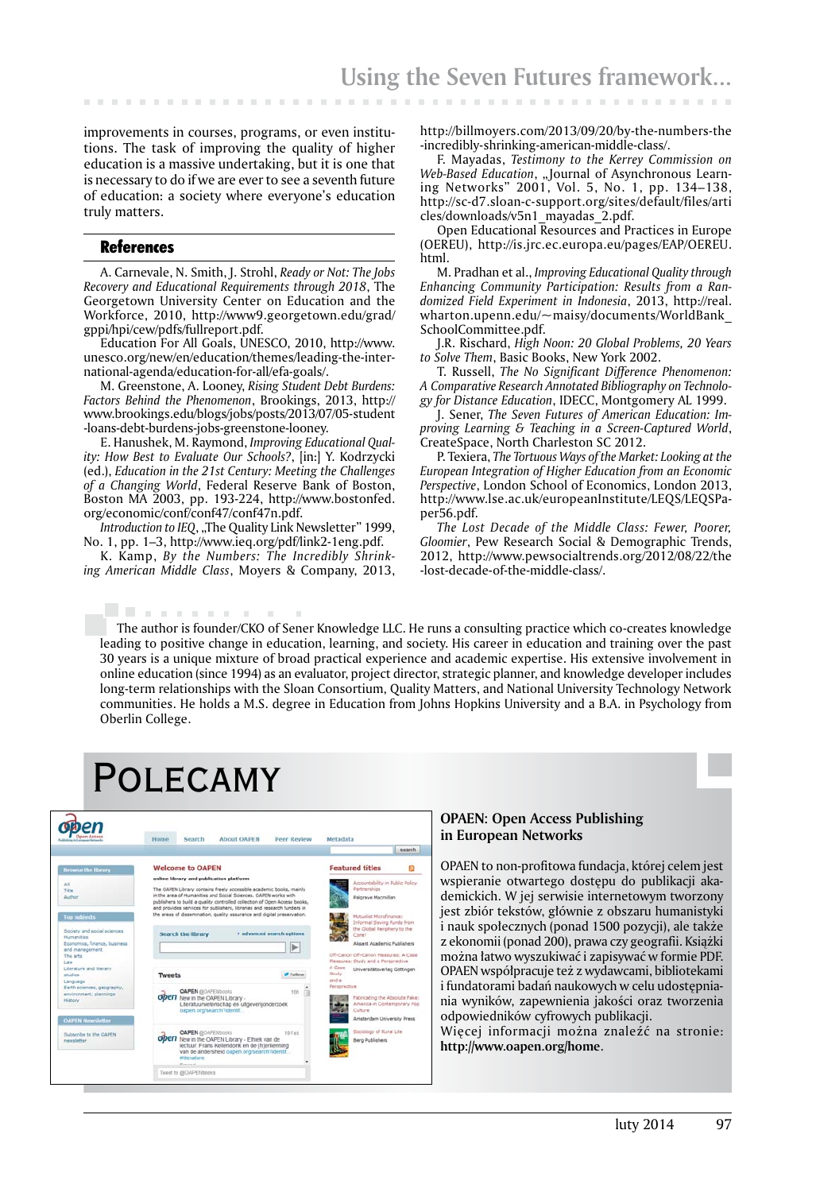improvements in courses, programs, or even institutions. The task of improving the quality of higher education is a massive undertaking, but it is one that is necessary to do if we are ever to see a seventh future of education: a society where everyone's education truly matters.

## References

A. Carnevale, N. Smith, J. Strohl, *Ready or Not: The Jobs Recovery and Educational Requirements through 2018*, The Georgetown University Center on Education and the Workforce, 2010, http://www9.georgetown.edu/grad/gppi/hpi/cew/pdfs/fullreport.pdf.

Education For All Goals, UNESCO, 2010, http://www.unesco.org/new/en/education/themes/leading-the-international-agenda/education-for-all/efa-goals/.

M. Greenstone, A. Looney, *Rising Student Debt Burdens: Factors Behind the Phenomenon*, Brookings, 2013, http://www.brookings.edu/blogs/jobs/posts/2013/07/05-student-loans-debt-burdens-jobs-greenstone-looney.

E. Hanushek, M. Raymond, *Improving Educational Quality: How Best to Evaluate Our Schools?*, [in:] Y. Kodrzycki (ed.), *Education in the 21st Century: Meeting the Challenges of a Changing World*, Federal Reserve Bank of Boston, Boston MA 2003, pp. 193-224, http://www.bostonfed.org/economic/conf/conf47/conf47n.pdf.

*Introduction to IEQ*, „The Quality Link Newsletter" 1999, No. 1, pp. 1–3, http://www.ieq.org/pdf/link2-1eng.pdf.

K. Kamp, *By the Numbers: The Incredibly Shrinking American Middle Class*, Moyers & Company, 2013, http://billmoyers.com/2013/09/20/by-the-numbers-the-incredibly-shrinking-american-middle-class/.

F. Mayadas, *Testimony to the Kerrey Commission on Web-Based Education*, „Journal of Asynchronous Learning Networks" 2001, Vol. 5, No. 1, pp. 134–138, http://sc-d7.sloan-c-support.org/sites/default/files/articles/downloads/v5n1_mayadas_2.pdf.

Open Educational Resources and Practices in Europe (OEREU), http://is.jrc.ec.europa.eu/pages/EAP/OEREU.html.

M. Pradhan et al., *Improving Educational Quality through Enhancing Community Participation: Results from a Randomized Field Experiment in Indonesia*, 2013, http://real.wharton.upenn.edu/~maisy/documents/WorldBank_SchoolCommittee.pdf.

J.R. Rischard, *High Noon: 20 Global Problems, 20 Years to Solve Them*, Basic Books, New York 2002.

T. Russell, *The No Significant Difference Phenomenon: A Comparative Research Annotated Bibliography on Technology for Distance Education*, IDECC, Montgomery AL 1999.

J. Sener, *The Seven Futures of American Education: Improving Learning & Teaching in a Screen-Captured World*, CreateSpace, North Charleston SC 2012.

P. Texiera, *The Tortuous Ways of the Market: Looking at the European Integration of Higher Education from an Economic Perspective*, London School of Economics, London 2013, http://www.lse.ac.uk/europeanInstitute/LEQS/LEQSPaper56.pdf.

*The Lost Decade of the Middle Class: Fewer, Poorer, Gloomier*, Pew Research Social & Demographic Trends, 2012, http://www.pewsocialtrends.org/2012/08/22/the-lost-decade-of-the-middle-class/.

The author is founder/CKO of Sener Knowledge LLC. He runs a consulting practice which co-creates knowledge leading to positive change in education, learning, and society. His career in education and training over the past 30 years is a unique mixture of broad practical experience and academic expertise. His extensive involvement in online education (since 1994) as an evaluator, project director, strategic planner, and knowledge developer includes long-term relationships with the Sloan Consortium, Quality Matters, and National University Technology Network communities. He holds a M.S. degree in Education from Johns Hopkins University and a B.A. in Psychology from Oberlin College.

# Polecamy

**OPAEN: Open Access Publishing in European Networks**

OPAEN to non-profitowa fundacja, której celem jest wspieranie otwartego dostępu do publikacji akademickich. W jej serwisie internetowym tworzony jest zbiór tekstów, głównie z obszaru humanistyki i nauk społecznych (ponad 1500 pozycji), ale także z ekonomii (ponad 200), prawa czy geografii. Książki można łatwo wyszukiwać i zapisywać w formie PDF. OPAEN współpracuje też z wydawcami, bibliotekami i fundatorami badań naukowych w celu udostępniania wyników, zapewnienia jakości oraz tworzenia odpowiedników cyfrowych publikacji.

Więcej informacji można znaleźć na stronie: **http://www.oapen.org/home**.